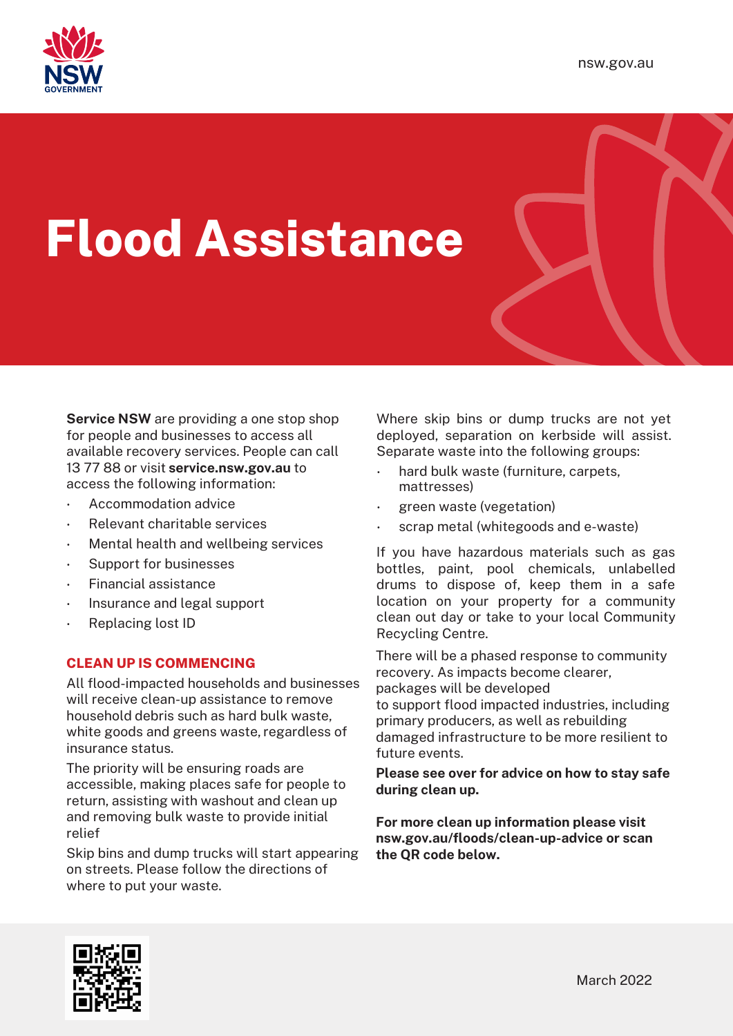# Flood Assistance

**Service NSW** are providing a one stop shop for people and businesses to access all available recovery services. People can call 13 77 88 or visit **service.nsw.gov.au** to access the following information:

- Accommodation advice
- Relevant charitable services
- Mental health and wellbeing services
- Support for businesses
- Financial assistance
- Insurance and legal support
- Replacing lost ID

## CLEAN UP IS COMMENCING

All flood-impacted households and businesses will receive clean-up assistance to remove household debris such as hard bulk waste, white goods and greens waste, regardless of insurance status.

The priority will be ensuring roads are accessible, making places safe for people to return, assisting with washout and clean up and removing bulk waste to provide initial relief

Skip bins and dump trucks will start appearing on streets. Please follow the directions of where to put your waste.

Where skip bins or dump trucks are not yet deployed, separation on kerbside will assist. Separate waste into the following groups:

- hard bulk waste (furniture, carpets, mattresses)
- green waste (vegetation)
- scrap metal (whitegoods and e-waste)

If you have hazardous materials such as gas bottles, paint, pool chemicals, unlabelled drums to dispose of, keep them in a safe location on your property for a community clean out day or take to your local Community Recycling Centre.

There will be a phased response to community recovery. As impacts become clearer, packages will be developed to support flood impacted industries, including primary producers, as well as rebuilding damaged infrastructure to be more resilient to future events.

**Please see over for advice on how to stay safe during clean up.**

**For more clean up information please visit nsw.gov.au/floods/clean-up-advice or scan the QR code below.**

March 2022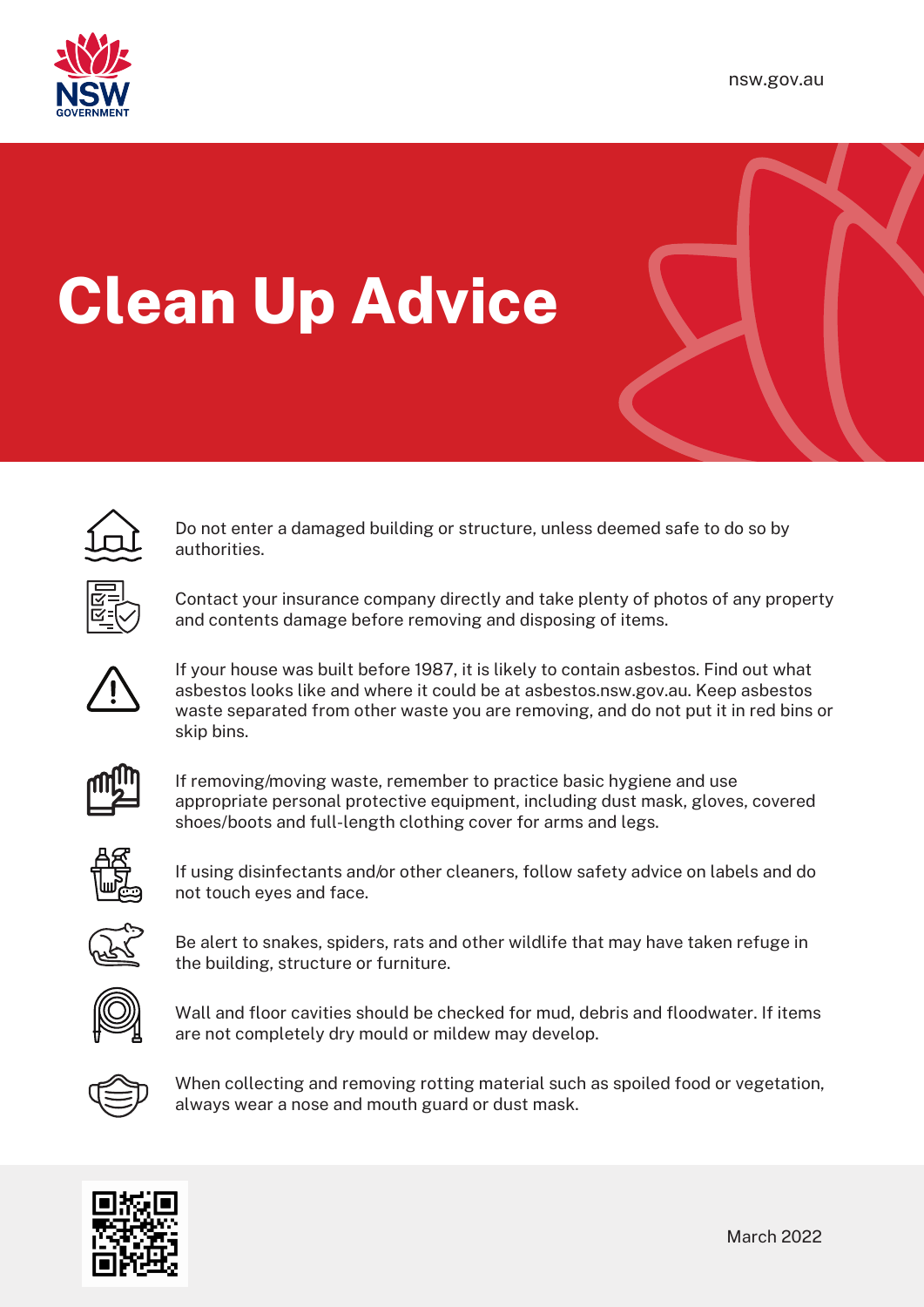nsw.gov.au

# Clean Up Advice

Do not enter a damaged building or structure, unless deemed safe to do so by authorities.

Contact your insurance company directly and take plenty of photos of any property and contents damage before removing and disposing of items.

If your house was built before 1987, it is likely to contain asbestos. Find out what asbestos looks like and where it could be at asbestos.nsw.gov.au. Keep asbestos waste separated from other waste you are removing, and do not put it in red bins or skip bins.

If removing/moving waste, remember to practice basic hygiene and use appropriate personal protective equipment, including dust mask, gloves, covered shoes/boots and full-length clothing cover for arms and legs.

If using disinfectants and/or other cleaners, follow safety advice on labels and do not touch eyes and face.

Be alert to snakes, spiders, rats and other wildlife that may have taken refuge in the building, structure or furniture.

Wall and floor cavities should be checked for mud, debris and floodwater. If items are not completely dry mould or mildew may develop.

When collecting and removing rotting material such as spoiled food or vegetation, always wear a nose and mouth guard or dust mask.

March 2022